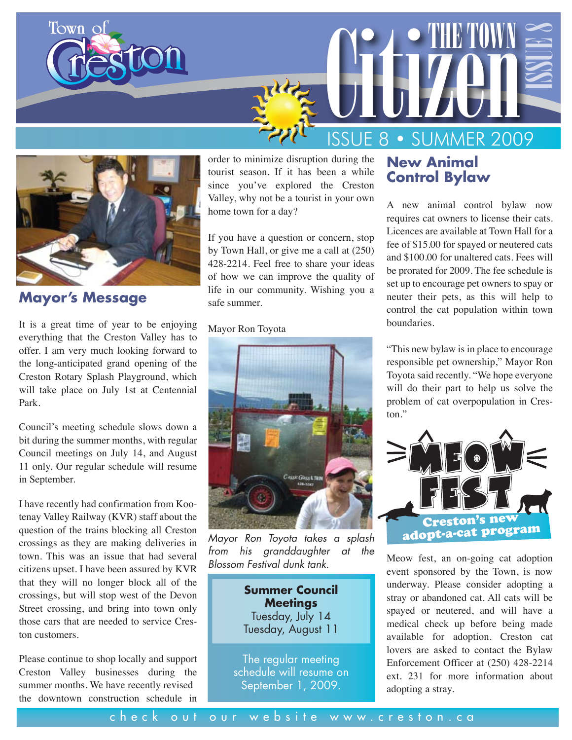# Town of Creston — The Town Citizen

## ISSUE 8 • SUMMER 2009

## Mayor's Message

It is a great time of year to be enjoying everything that the Creston Valley has to offer. I am very much looking forward to the long-anticipated grand opening of the Creston Rotary Splash Playground, which will take place on July 1st at Centennial Park.

Council's meeting schedule slows down a bit during the summer months, with regular Council meetings on July 14, and August 11 only. Our regular schedule will resume in September.

I have recently had confirmation from Kootenay Valley Railway (KVR) staff about the question of the trains blocking all Creston crossings as they are making deliveries in town. This was an issue that had several citizens upset. I have been assured by KVR that they will no longer block all of the crossings, but will stop west of the Devon Street crossing, and bring into town only those cars that are needed to service Creston customers.

Please continue to shop locally and support Creston Valley businesses during the summer months. We have recently revised the downtown construction schedule in order to minimize disruption during the tourist season. If it has been a while since you've explored the Creston Valley, why not be a tourist in your own home town for a day?

If you have a question or concern, stop by Town Hall, or give me a call at (250) 428-2214. Feel free to share your ideas of how we can improve the quality of life in our community. Wishing you a safe summer.

Mayor Ron Toyota

*Mayor Ron Toyota takes a splash from his granddaughter at the Blossom Festival dunk tank.*

**Summer Council Meetings**
Tuesday, July 14
Tuesday, August 11

The regular meeting schedule will resume on September 1, 2009.

## New Animal Control Bylaw

A new animal control bylaw now requires cat owners to license their cats. Licences are available at Town Hall for a fee of $15.00 for spayed or neutered cats and $100.00 for unaltered cats. Fees will be prorated for 2009. The fee schedule is set up to encourage pet owners to spay or neuter their pets, as this will help to control the cat population within town boundaries.

"This new bylaw is in place to encourage responsible pet ownership," Mayor Ron Toyota said recently. "We hope everyone will do their part to help us solve the problem of cat overpopulation in Creston."

**MEOW FEST**
**Creston's new adopt-a-cat program**

Meow fest, an on-going cat adoption event sponsored by the Town, is now underway. Please consider adopting a stray or abandoned cat. All cats will be spayed or neutered, and will have a medical check up before being made available for adoption. Creston cat lovers are asked to contact the Bylaw Enforcement Officer at (250) 428-2214 ext. 231 for more information about adopting a stray.

check out our website www.creston.ca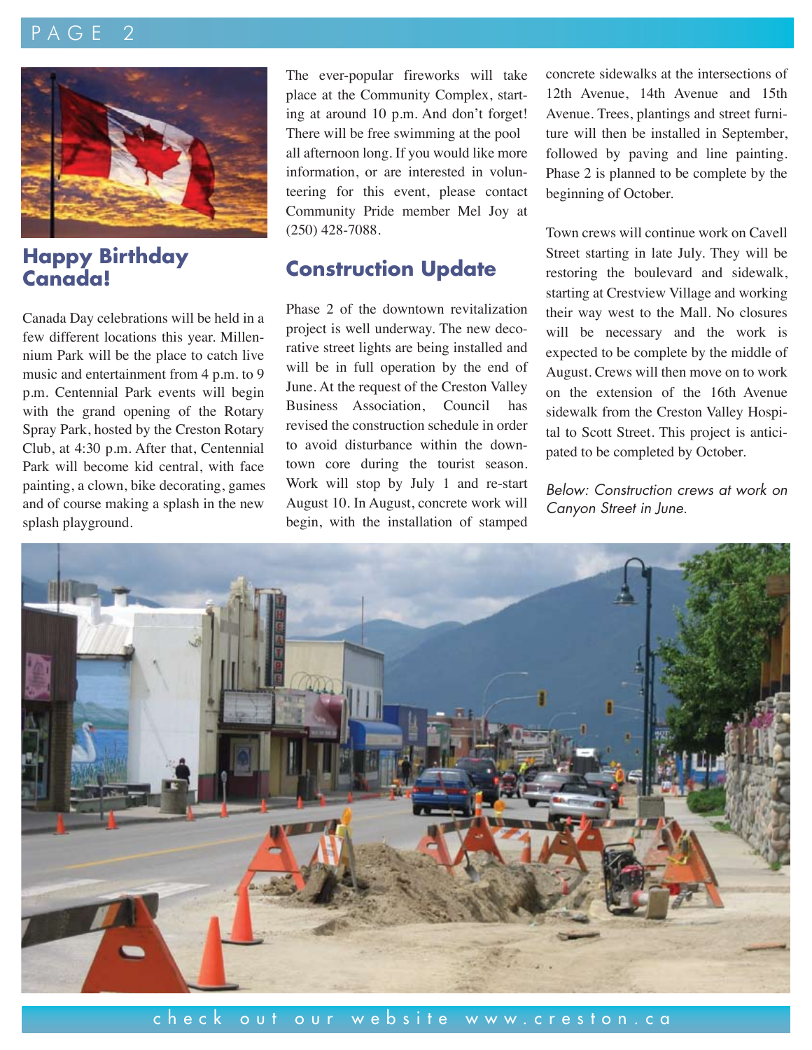## Happy Birthday Canada!

Canada Day celebrations will be held in a few different locations this year. Millennium Park will be the place to catch live music and entertainment from 4 p.m. to 9 p.m. Centennial Park events will begin with the grand opening of the Rotary Spray Park, hosted by the Creston Rotary Club, at 4:30 p.m. After that, Centennial Park will become kid central, with face painting, a clown, bike decorating, games and of course making a splash in the new splash playground.

The ever-popular fireworks will take place at the Community Complex, starting at around 10 p.m. And don't forget! There will be free swimming at the pool all afternoon long. If you would like more information, or are interested in volunteering for this event, please contact Community Pride member Mel Joy at (250) 428-7088.

## Construction Update

Phase 2 of the downtown revitalization project is well underway. The new decorative street lights are being installed and will be in full operation by the end of June. At the request of the Creston Valley Business Association, Council has revised the construction schedule in order to avoid disturbance within the downtown core during the tourist season. Work will stop by July 1 and re-start August 10. In August, concrete work will begin, with the installation of stamped concrete sidewalks at the intersections of 12th Avenue, 14th Avenue and 15th Avenue. Trees, plantings and street furniture will then be installed in September, followed by paving and line painting. Phase 2 is planned to be complete by the beginning of October.

Town crews will continue work on Cavell Street starting in late July. They will be restoring the boulevard and sidewalk, starting at Crestview Village and working their way west to the Mall. No closures will be necessary and the work is expected to be complete by the middle of August. Crews will then move on to work on the extension of the 16th Avenue sidewalk from the Creston Valley Hospital to Scott Street. This project is anticipated to be completed by October.

*Below: Construction crews at work on Canyon Street in June.*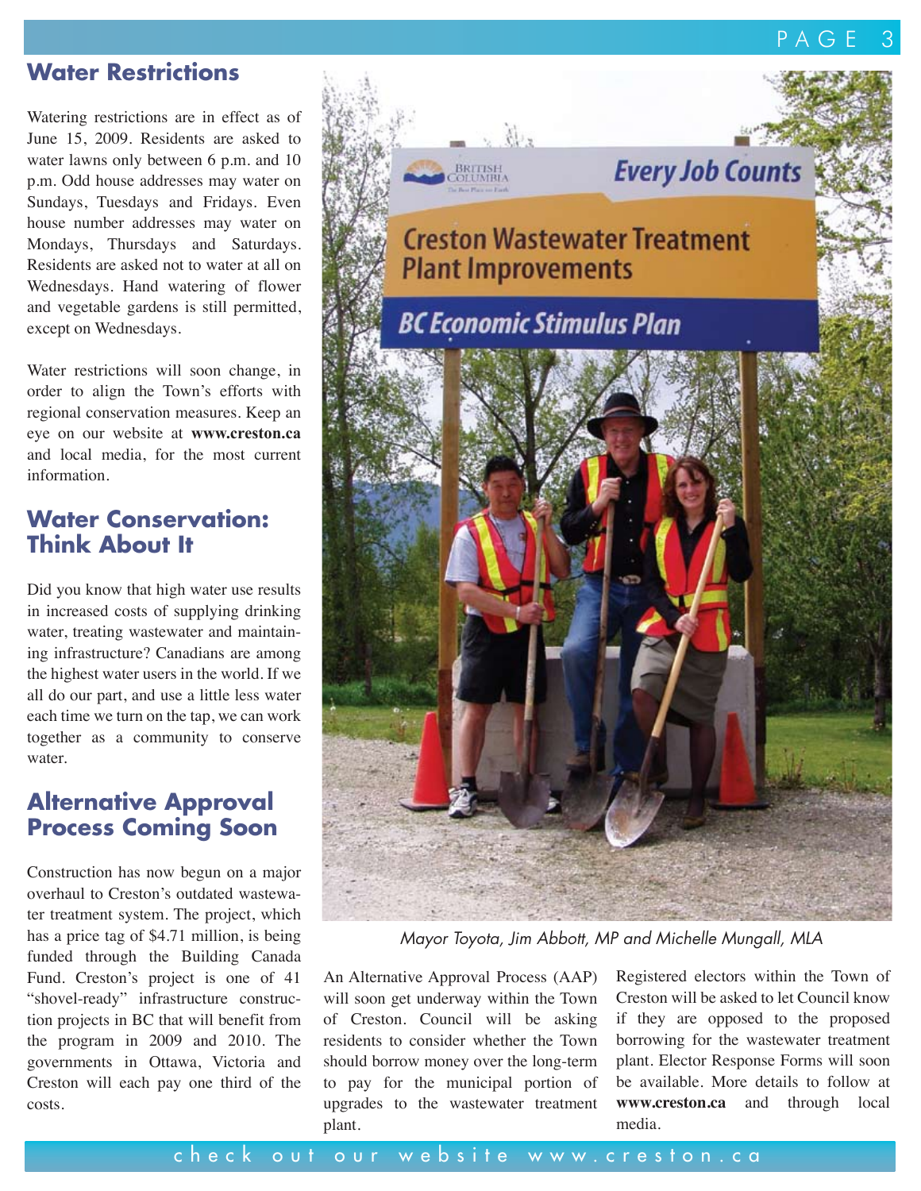## Water Restrictions

Watering restrictions are in effect as of June 15, 2009. Residents are asked to water lawns only between 6 p.m. and 10 p.m. Odd house addresses may water on Sundays, Tuesdays and Fridays. Even house number addresses may water on Mondays, Thursdays and Saturdays. Residents are asked not to water at all on Wednesdays. Hand watering of flower and vegetable gardens is still permitted, except on Wednesdays.

Water restrictions will soon change, in order to align the Town's efforts with regional conservation measures. Keep an eye on our website at **www.creston.ca** and local media, for the most current information.

## Water Conservation: Think About It

Did you know that high water use results in increased costs of supplying drinking water, treating wastewater and maintaining infrastructure? Canadians are among the highest water users in the world. If we all do our part, and use a little less water each time we turn on the tap, we can work together as a community to conserve water.

## Alternative Approval Process Coming Soon

Construction has now begun on a major overhaul to Creston's outdated wastewater treatment system. The project, which has a price tag of $4.71 million, is being funded through the Building Canada Fund. Creston's project is one of 41 "shovel-ready" infrastructure construction projects in BC that will benefit from the program in 2009 and 2010. The governments in Ottawa, Victoria and Creston will each pay one third of the costs.

*Mayor Toyota, Jim Abbott, MP and Michelle Mungall, MLA*

An Alternative Approval Process (AAP) will soon get underway within the Town of Creston. Council will be asking residents to consider whether the Town should borrow money over the long-term to pay for the municipal portion of upgrades to the wastewater treatment plant.

Registered electors within the Town of Creston will be asked to let Council know if they are opposed to the proposed borrowing for the wastewater treatment plant. Elector Response Forms will soon be available. More details to follow at **www.creston.ca** and through local media.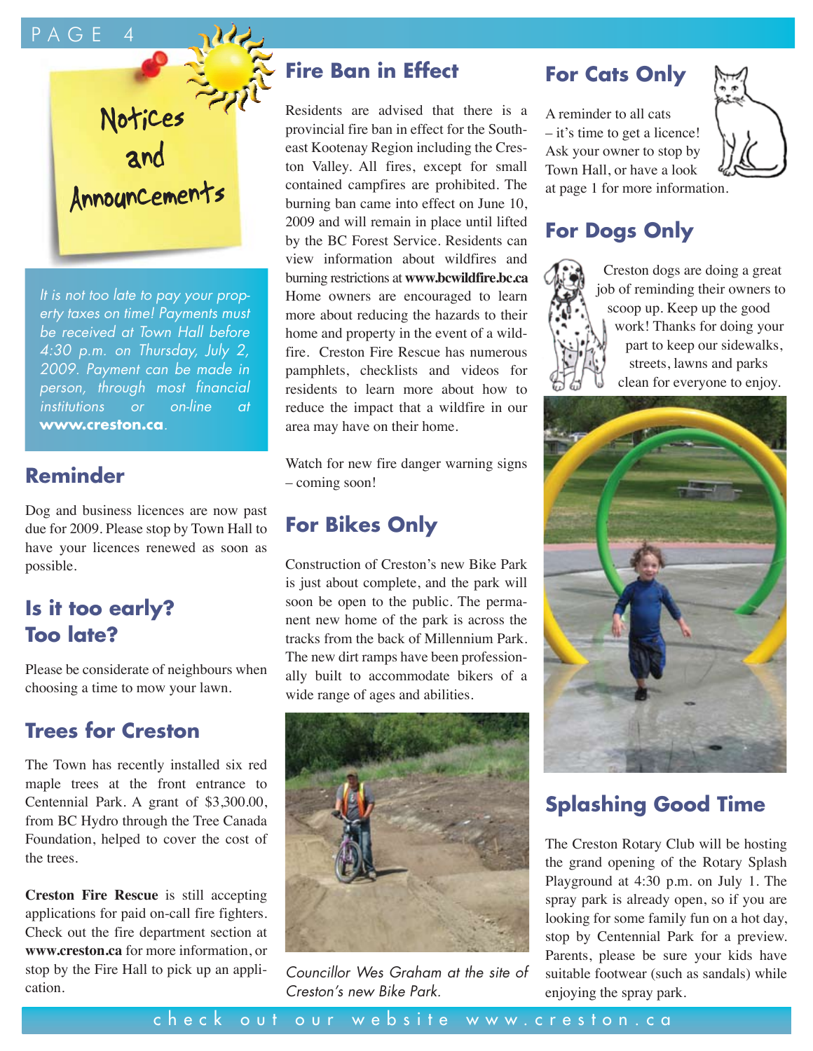# Notices and Announcements

*It is not too late to pay your property taxes on time! Payments must be received at Town Hall before 4:30 p.m. on Thursday, July 2, 2009. Payment can be made in person, through most financial institutions or on-line at* **www.creston.ca**.

## Reminder

Dog and business licences are now past due for 2009. Please stop by Town Hall to have your licences renewed as soon as possible.

## Is it too early? Too late?

Please be considerate of neighbours when choosing a time to mow your lawn.

## Trees for Creston

The Town has recently installed six red maple trees at the front entrance to Centennial Park. A grant of $3,300.00, from BC Hydro through the Tree Canada Foundation, helped to cover the cost of the trees.

**Creston Fire Rescue** is still accepting applications for paid on-call fire fighters. Check out the fire department section at **www.creston.ca** for more information, or stop by the Fire Hall to pick up an application.

## Fire Ban in Effect

Residents are advised that there is a provincial fire ban in effect for the Southeast Kootenay Region including the Creston Valley. All fires, except for small contained campfires are prohibited. The burning ban came into effect on June 10, 2009 and will remain in place until lifted by the BC Forest Service. Residents can view information about wildfires and burning restrictions at **www.bcwildfire.bc.ca** Home owners are encouraged to learn more about reducing the hazards to their home and property in the event of a wildfire. Creston Fire Rescue has numerous pamphlets, checklists and videos for residents to learn more about how to reduce the impact that a wildfire in our area may have on their home.

Watch for new fire danger warning signs – coming soon!

## For Bikes Only

Construction of Creston's new Bike Park is just about complete, and the park will soon be open to the public. The permanent new home of the park is across the tracks from the back of Millennium Park. The new dirt ramps have been professionally built to accommodate bikers of a wide range of ages and abilities.

*Councillor Wes Graham at the site of Creston's new Bike Park.*

## For Cats Only

A reminder to all cats – it's time to get a licence! Ask your owner to stop by Town Hall, or have a look at page 1 for more information.

## For Dogs Only

Creston dogs are doing a great job of reminding their owners to scoop up. Keep up the good work! Thanks for doing your part to keep our sidewalks, streets, lawns and parks clean for everyone to enjoy.

## Splashing Good Time

The Creston Rotary Club will be hosting the grand opening of the Rotary Splash Playground at 4:30 p.m. on July 1. The spray park is already open, so if you are looking for some family fun on a hot day, stop by Centennial Park for a preview. Parents, please be sure your kids have suitable footwear (such as sandals) while enjoying the spray park.